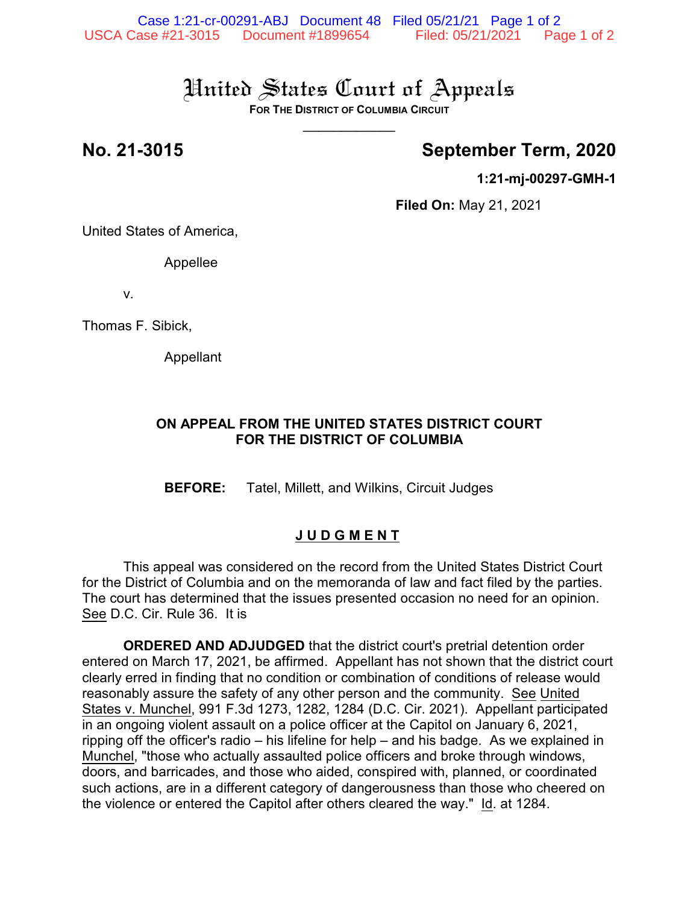# United States Court of Appeals

**FOR THE DISTRICT OF COLUMBIA CIRCUIT**

____________

**No. 21-3015** **September Term, 2020**

**1:21-mj-00297-GMH-1**

**Filed On:** May 21, 2021

United States of America,

Appellee

v.

Thomas F. Sibick,

Appellant

**ON APPEAL FROM THE UNITED STATES DISTRICT COURT FOR THE DISTRICT OF COLUMBIA**

**BEFORE:** Tatel, Millett, and Wilkins, Circuit Judges

**J U D G M E N T**

This appeal was considered on the record from the United States District Court for the District of Columbia and on the memoranda of law and fact filed by the parties. The court has determined that the issues presented occasion no need for an opinion. See D.C. Cir. Rule 36. It is

**ORDERED AND ADJUDGED** that the district court's pretrial detention order entered on March 17, 2021, be affirmed. Appellant has not shown that the district court clearly erred in finding that no condition or combination of conditions of release would reasonably assure the safety of any other person and the community. See United States v. Munchel, 991 F.3d 1273, 1282, 1284 (D.C. Cir. 2021). Appellant participated in an ongoing violent assault on a police officer at the Capitol on January 6, 2021, ripping off the officer's radio – his lifeline for help – and his badge. As we explained in Munchel, "those who actually assaulted police officers and broke through windows, doors, and barricades, and those who aided, conspired with, planned, or coordinated such actions, are in a different category of dangerousness than those who cheered on the violence or entered the Capitol after others cleared the way." Id. at 1284.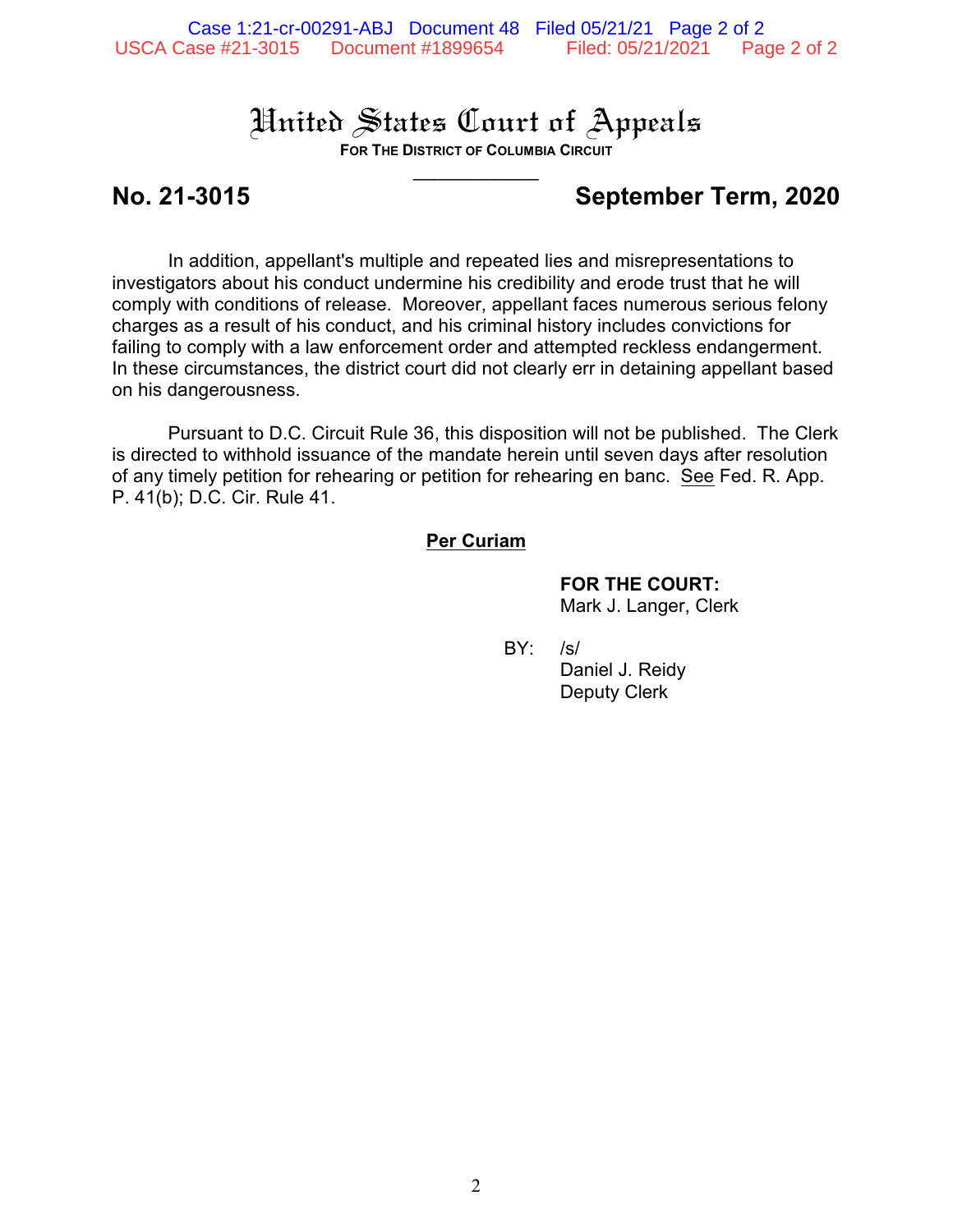# United States Court of Appeals

**For The District of Columbia Circuit**

**No. 21-3015** **September Term, 2020**

In addition, appellant's multiple and repeated lies and misrepresentations to investigators about his conduct undermine his credibility and erode trust that he will comply with conditions of release. Moreover, appellant faces numerous serious felony charges as a result of his conduct, and his criminal history includes convictions for failing to comply with a law enforcement order and attempted reckless endangerment. In these circumstances, the district court did not clearly err in detaining appellant based on his dangerousness.

Pursuant to D.C. Circuit Rule 36, this disposition will not be published. The Clerk is directed to withhold issuance of the mandate herein until seven days after resolution of any timely petition for rehearing or petition for rehearing en banc. See Fed. R. App. P. 41(b); D.C. Cir. Rule 41.

**Per Curiam**

**FOR THE COURT:**
Mark J. Langer, Clerk

BY: /s/
Daniel J. Reidy
Deputy Clerk